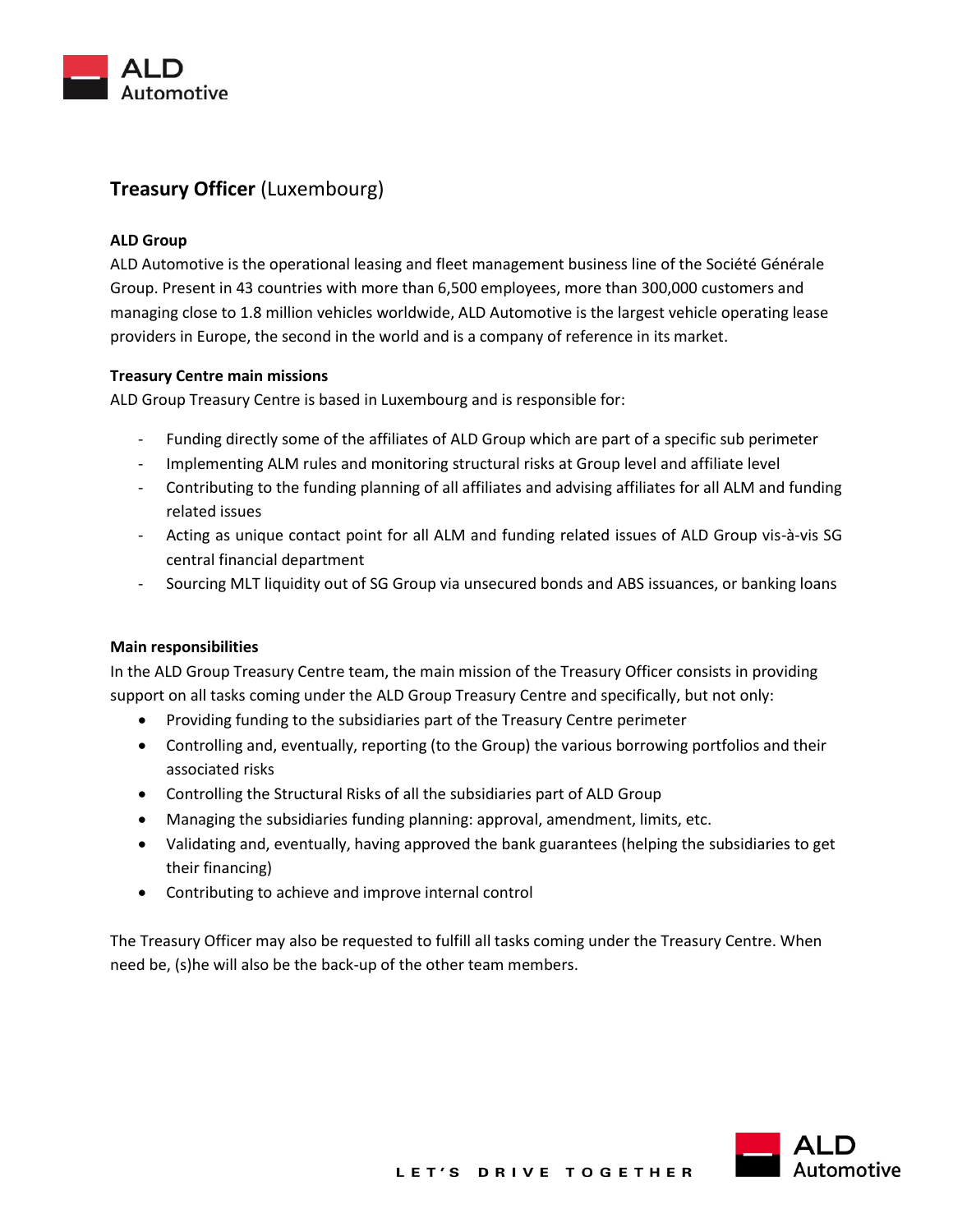# **Treasury Officer** (Luxembourg)

**ALD Group**

ALD Automotive is the operational leasing and fleet management business line of the Société Générale Group. Present in 43 countries with more than 6,500 employees, more than 300,000 customers and managing close to 1.8 million vehicles worldwide, ALD Automotive is the largest vehicle operating lease providers in Europe, the second in the world and is a company of reference in its market.

**Treasury Centre main missions**

ALD Group Treasury Centre is based in Luxembourg and is responsible for:

- Funding directly some of the affiliates of ALD Group which are part of a specific sub perimeter
- Implementing ALM rules and monitoring structural risks at Group level and affiliate level
- Contributing to the funding planning of all affiliates and advising affiliates for all ALM and funding related issues
- Acting as unique contact point for all ALM and funding related issues of ALD Group vis-à-vis SG central financial department
- Sourcing MLT liquidity out of SG Group via unsecured bonds and ABS issuances, or banking loans

**Main responsibilities**

In the ALD Group Treasury Centre team, the main mission of the Treasury Officer consists in providing support on all tasks coming under the ALD Group Treasury Centre and specifically, but not only:

- Providing funding to the subsidiaries part of the Treasury Centre perimeter
- Controlling and, eventually, reporting (to the Group) the various borrowing portfolios and their associated risks
- Controlling the Structural Risks of all the subsidiaries part of ALD Group
- Managing the subsidiaries funding planning: approval, amendment, limits, etc.
- Validating and, eventually, having approved the bank guarantees (helping the subsidiaries to get their financing)
- Contributing to achieve and improve internal control

The Treasury Officer may also be requested to fulfill all tasks coming under the Treasury Centre. When need be, (s)he will also be the back-up of the other team members.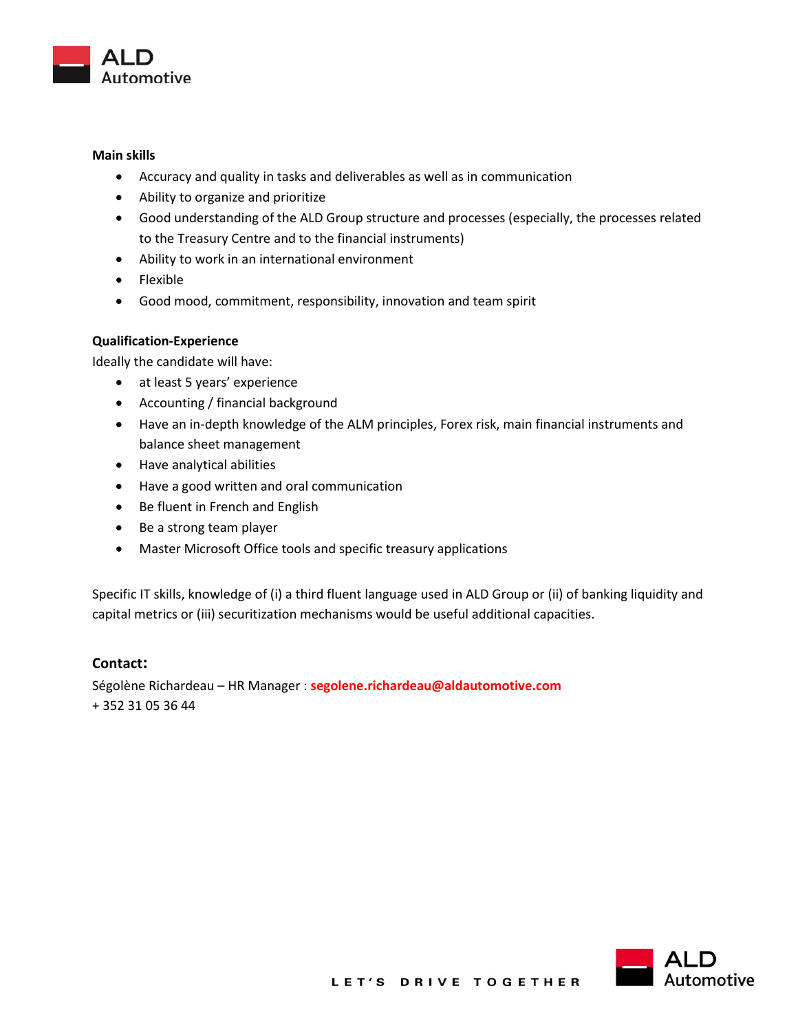**Main skills**

- Accuracy and quality in tasks and deliverables as well as in communication
- Ability to organize and prioritize
- Good understanding of the ALD Group structure and processes (especially, the processes related to the Treasury Centre and to the financial instruments)
- Ability to work in an international environment
- Flexible
- Good mood, commitment, responsibility, innovation and team spirit

**Qualification-Experience**

Ideally the candidate will have:

- at least 5 years' experience
- Accounting / financial background
- Have an in-depth knowledge of the ALM principles, Forex risk, main financial instruments and balance sheet management
- Have analytical abilities
- Have a good written and oral communication
- Be fluent in French and English
- Be a strong team player
- Master Microsoft Office tools and specific treasury applications

Specific IT skills, knowledge of (i) a third fluent language used in ALD Group or (ii) of banking liquidity and capital metrics or (iii) securitization mechanisms would be useful additional capacities.

**Contact:**

Ségolène Richardeau – HR Manager : **segolene.richardeau@aldautomotive.com**
+ 352 31 05 36 44